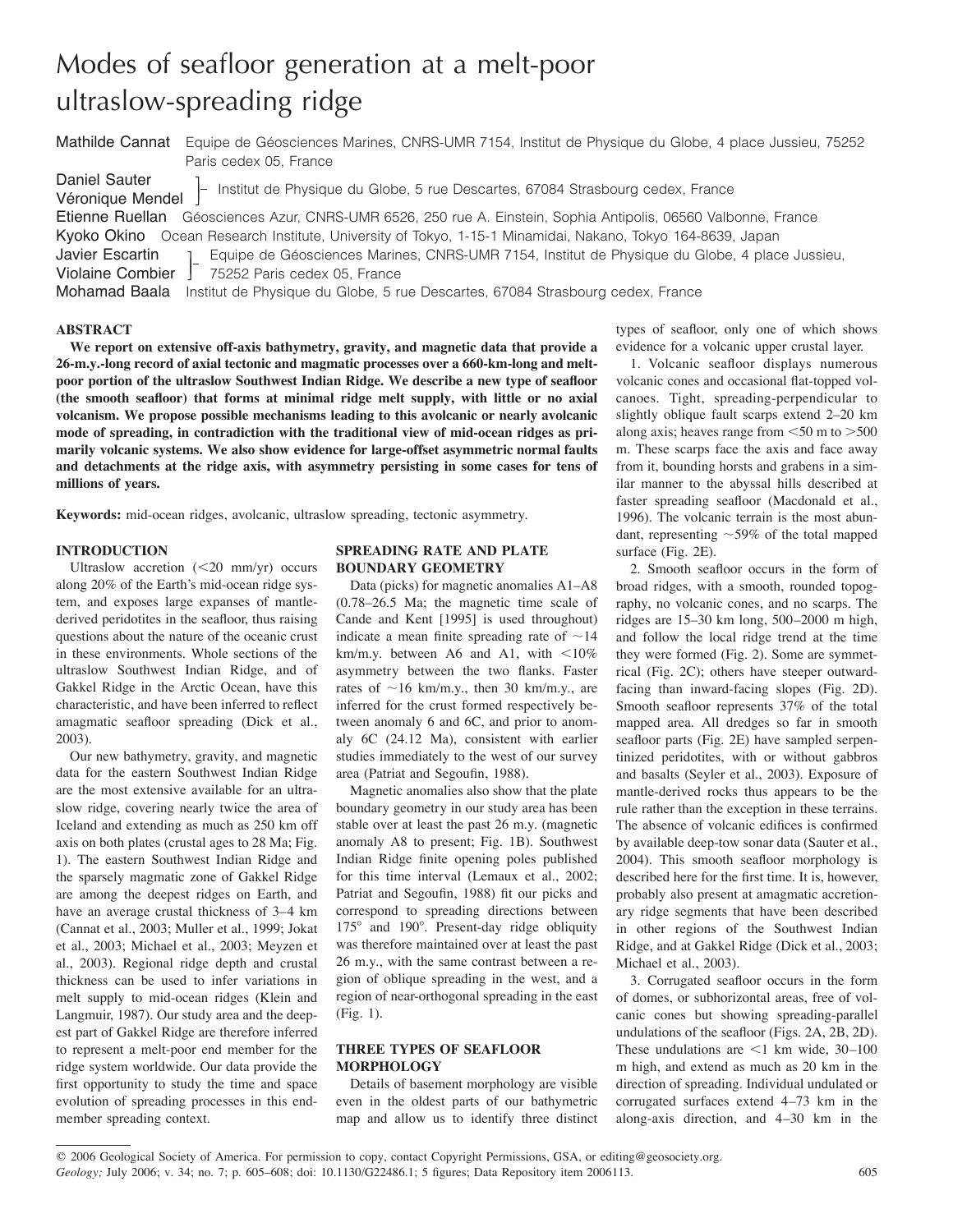# Modes of seafloor generation at a melt-poor ultraslow-spreading ridge

**Mathilde Cannat** Equipe de Géosciences Marines, CNRS-UMR 7154, Institut de Physique du Globe, 4 place Jussieu, 75252 Paris cedex 05, France

**Daniel Sauter**, **Véronique Mendel** – Institut de Physique du Globe, 5 rue Descartes, 67084 Strasbourg cedex, France

**Etienne Ruellan** Géosciences Azur, CNRS-UMR 6526, 250 rue A. Einstein, Sophia Antipolis, 06560 Valbonne, France

**Kyoko Okino** Ocean Research Institute, University of Tokyo, 1-15-1 Minamidai, Nakano, Tokyo 164-8639, Japan

**Javier Escartin**, **Violaine Combier** – Equipe de Géosciences Marines, CNRS-UMR 7154, Institut de Physique du Globe, 4 place Jussieu, 75252 Paris cedex 05, France

**Mohamad Baala** Institut de Physique du Globe, 5 rue Descartes, 67084 Strasbourg cedex, France

## ABSTRACT

**We report on extensive off-axis bathymetry, gravity, and magnetic data that provide a 26-m.y.-long record of axial tectonic and magmatic processes over a 660-km-long and melt-poor portion of the ultraslow Southwest Indian Ridge. We describe a new type of seafloor (the smooth seafloor) that forms at minimal ridge melt supply, with little or no axial volcanism. We propose possible mechanisms leading to this avolcanic or nearly avolcanic mode of spreading, in contradiction with the traditional view of mid-ocean ridges as primarily volcanic systems. We also show evidence for large-offset asymmetric normal faults and detachments at the ridge axis, with asymmetry persisting in some cases for tens of millions of years.**

**Keywords:** mid-ocean ridges, avolcanic, ultraslow spreading, tectonic asymmetry.

## INTRODUCTION

Ultraslow accretion (<20 mm/yr) occurs along 20% of the Earth's mid-ocean ridge system, and exposes large expanses of mantle-derived peridotites in the seafloor, thus raising questions about the nature of the oceanic crust in these environments. Whole sections of the ultraslow Southwest Indian Ridge, and of Gakkel Ridge in the Arctic Ocean, have this characteristic, and have been inferred to reflect amagmatic seafloor spreading (Dick et al., 2003).

Our new bathymetry, gravity, and magnetic data for the eastern Southwest Indian Ridge are the most extensive available for an ultraslow ridge, covering nearly twice the area of Iceland and extending as much as 250 km off axis on both plates (crustal ages to 28 Ma; Fig. 1). The eastern Southwest Indian Ridge and the sparsely magmatic zone of Gakkel Ridge are among the deepest ridges on Earth, and have an average crustal thickness of 3–4 km (Cannat et al., 2003; Muller et al., 1999; Jokat et al., 2003; Michael et al., 2003; Meyzen et al., 2003). Regional ridge depth and crustal thickness can be used to infer variations in melt supply to mid-ocean ridges (Klein and Langmuir, 1987). Our study area and the deepest part of Gakkel Ridge are therefore inferred to represent a melt-poor end member for the ridge system worldwide. Our data provide the first opportunity to study the time and space evolution of spreading processes in this end-member spreading context.

## SPREADING RATE AND PLATE BOUNDARY GEOMETRY

Data (picks) for magnetic anomalies A1–A8 (0.78–26.5 Ma; the magnetic time scale of Cande and Kent [1995] is used throughout) indicate a mean finite spreading rate of ~14 km/m.y. between A6 and A1, with <10% asymmetry between the two flanks. Faster rates of ~16 km/m.y., then 30 km/m.y., are inferred for the crust formed respectively between anomaly 6 and 6C, and prior to anomaly 6C (24.12 Ma), consistent with earlier studies immediately to the west of our survey area (Patriat and Segoufin, 1988).

Magnetic anomalies also show that the plate boundary geometry in our study area has been stable over at least the past 26 m.y. (magnetic anomaly A8 to present; Fig. 1B). Southwest Indian Ridge finite opening poles published for this time interval (Lemaux et al., 2002; Patriat and Segoufin, 1988) fit our picks and correspond to spreading directions between 175° and 190°. Present-day ridge obliquity was therefore maintained over at least the past 26 m.y., with the same contrast between a region of oblique spreading in the west, and a region of near-orthogonal spreading in the east (Fig. 1).

## THREE TYPES OF SEAFLOOR MORPHOLOGY

Details of basement morphology are visible even in the oldest parts of our bathymetric map and allow us to identify three distinct types of seafloor, only one of which shows evidence for a volcanic upper crustal layer.

1. Volcanic seafloor displays numerous volcanic cones and occasional flat-topped volcanoes. Tight, spreading-perpendicular to slightly oblique fault scarps extend 2–20 km along axis; heaves range from <50 m to >500 m. These scarps face the axis and face away from it, bounding horsts and grabens in a similar manner to the abyssal hills described at faster spreading seafloor (Macdonald et al., 1996). The volcanic terrain is the most abundant, representing ~59% of the total mapped surface (Fig. 2E).

2. Smooth seafloor occurs in the form of broad ridges, with a smooth, rounded topography, no volcanic cones, and no scarps. The ridges are 15–30 km long, 500–2000 m high, and follow the local ridge trend at the time they were formed (Fig. 2). Some are symmetrical (Fig. 2C); others have steeper outward-facing than inward-facing slopes (Fig. 2D). Smooth seafloor represents 37% of the total mapped area. All dredges so far in smooth seafloor parts (Fig. 2E) have sampled serpentinized peridotites, with or without gabbros and basalts (Seyler et al., 2003). Exposure of mantle-derived rocks thus appears to be the rule rather than the exception in these terrains. The absence of volcanic edifices is confirmed by available deep-tow sonar data (Sauter et al., 2004). This smooth seafloor morphology is described here for the first time. It is, however, probably also present at amagmatic accretionary ridge segments that have been described in other regions of the Southwest Indian Ridge, and at Gakkel Ridge (Dick et al., 2003; Michael et al., 2003).

3. Corrugated seafloor occurs in the form of domes, or subhorizontal areas, free of volcanic cones but showing spreading-parallel undulations of the seafloor (Figs. 2A, 2B, 2D). These undulations are <1 km wide, 30–100 m high, and extend as much as 20 km in the direction of spreading. Individual undulated or corrugated surfaces extend 4–73 km in the along-axis direction, and 4–30 km in the

© 2006 Geological Society of America. For permission to copy, contact Copyright Permissions, GSA, or editing@geosociety.org.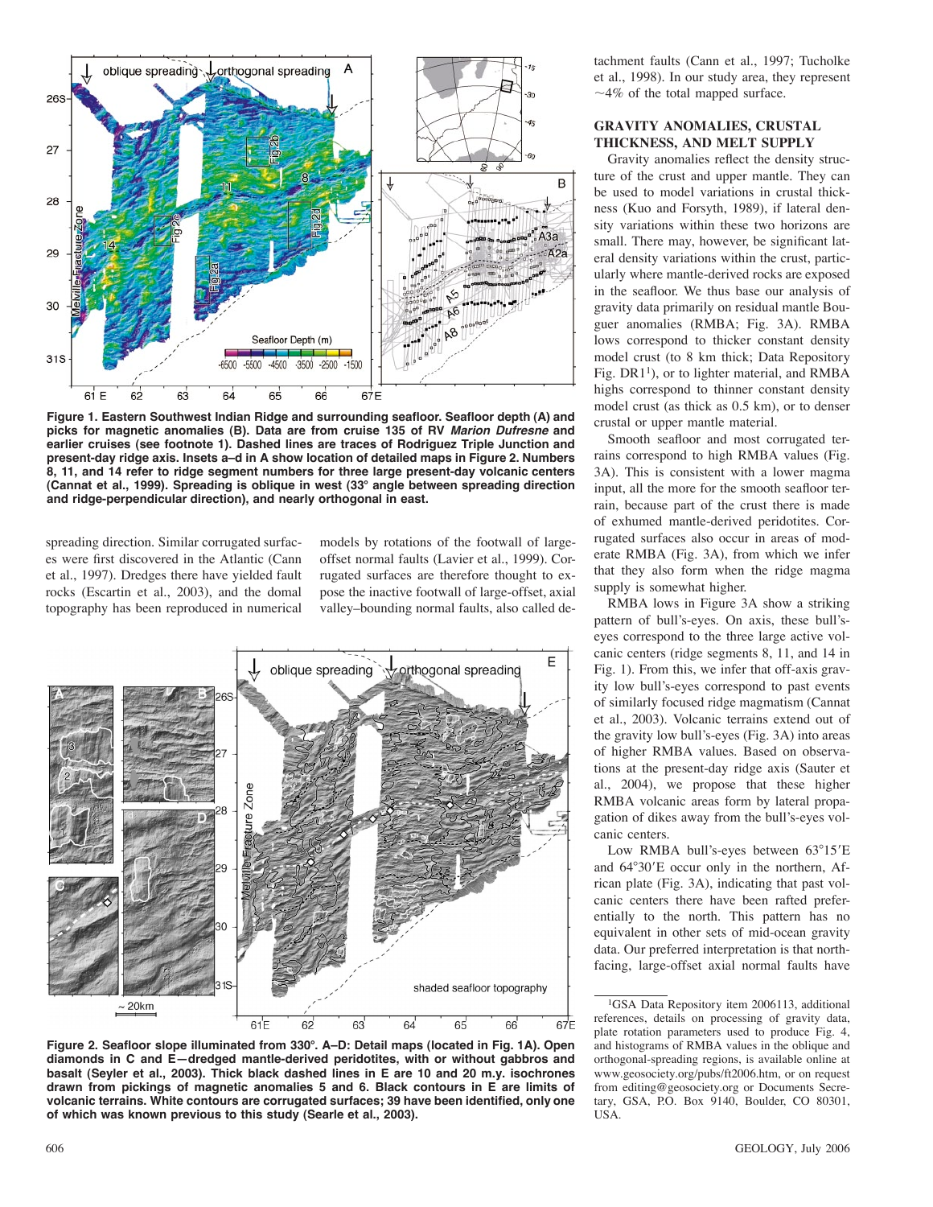Figure 1. Eastern Southwest Indian Ridge and surrounding seafloor. Seafloor depth (A) and picks for magnetic anomalies (B). Data are from cruise 135 of RV *Marion Dufresne* and earlier cruises (see footnote 1). Dashed lines are traces of Rodriguez Triple Junction and present-day ridge axis. Insets a–d in A show location of detailed maps in Figure 2. Numbers 8, 11, and 14 refer to ridge segment numbers for three large present-day volcanic centers (Cannat et al., 1999). Spreading is oblique in west (33° angle between spreading direction and ridge-perpendicular direction), and nearly orthogonal in east.

spreading direction. Similar corrugated surfaces were first discovered in the Atlantic (Cann et al., 1997). Dredges there have yielded fault rocks (Escartin et al., 2003), and the domal topography has been reproduced in numerical models by rotations of the footwall of large-offset normal faults (Lavier et al., 1999). Corrugated surfaces are therefore thought to expose the inactive footwall of large-offset, axial valley–bounding normal faults, also called detachment faults (Cann et al., 1997; Tucholke et al., 1998). In our study area, they represent ~4% of the total mapped surface.

Figure 2. Seafloor slope illuminated from 330°. A–D: Detail maps (located in Fig. 1A). Open diamonds in C and E—dredged mantle-derived peridotites, with or without gabbros and basalt (Seyler et al., 2003). Thick black dashed lines in E are 10 and 20 m.y. isochrones drawn from pickings of magnetic anomalies 5 and 6. Black contours in E are limits of volcanic terrains. White contours are corrugated surfaces; 39 have been identified, only one of which was known previous to this study (Searle et al., 2003).

## GRAVITY ANOMALIES, CRUSTAL THICKNESS, AND MELT SUPPLY

Gravity anomalies reflect the density structure of the crust and upper mantle. They can be used to model variations in crustal thickness (Kuo and Forsyth, 1989), if lateral density variations within these two horizons are small. There may, however, be significant lateral density variations within the crust, particularly where mantle-derived rocks are exposed in the seafloor. We thus base our analysis of gravity data primarily on residual mantle Bouguer anomalies (RMBA; Fig. 3A). RMBA lows correspond to thicker constant density model crust (to 8 km thick; Data Repository Fig. DR1[1]), or to lighter material, and RMBA highs correspond to thinner constant density model crust (as thick as 0.5 km), or to denser crustal or upper mantle material.

Smooth seafloor and most corrugated terrains correspond to high RMBA values (Fig. 3A). This is consistent with a lower magma input, all the more for the smooth seafloor terrain, because part of the crust there is made of exhumed mantle-derived peridotites. Corrugated surfaces also occur in areas of moderate RMBA (Fig. 3A), from which we infer that they also form when the ridge magma supply is somewhat higher.

RMBA lows in Figure 3A show a striking pattern of bull's-eyes. On axis, these bull's-eyes correspond to the three large active volcanic centers (ridge segments 8, 11, and 14 in Fig. 1). From this, we infer that off-axis gravity low bull's-eyes correspond to past events of similarly focused ridge magmatism (Cannat et al., 2003). Volcanic terrains extend out of the gravity low bull's-eyes (Fig. 3A) into areas of higher RMBA values. Based on observations at the present-day ridge axis (Sauter et al., 2004), we propose that these higher RMBA volcanic areas form by lateral propagation of dikes away from the bull's-eyes volcanic centers.

Low RMBA bull's-eyes between 63°15′E and 64°30′E occur only in the northern, African plate (Fig. 3A), indicating that past volcanic centers there have been rafted preferentially to the north. This pattern has no equivalent in other sets of mid-ocean gravity data. Our preferred interpretation is that north-facing, large-offset axial normal faults have

[1]GSA Data Repository item 2006113, additional references, details on processing of gravity data, plate rotation parameters used to produce Fig. 4, and histograms of RMBA values in the oblique and orthogonal-spreading regions, is available online at www.geosociety.org/pubs/ft2006.htm, or on request from editing@geosociety.org or Documents Secretary, GSA, P.O. Box 9140, Boulder, CO 80301, USA.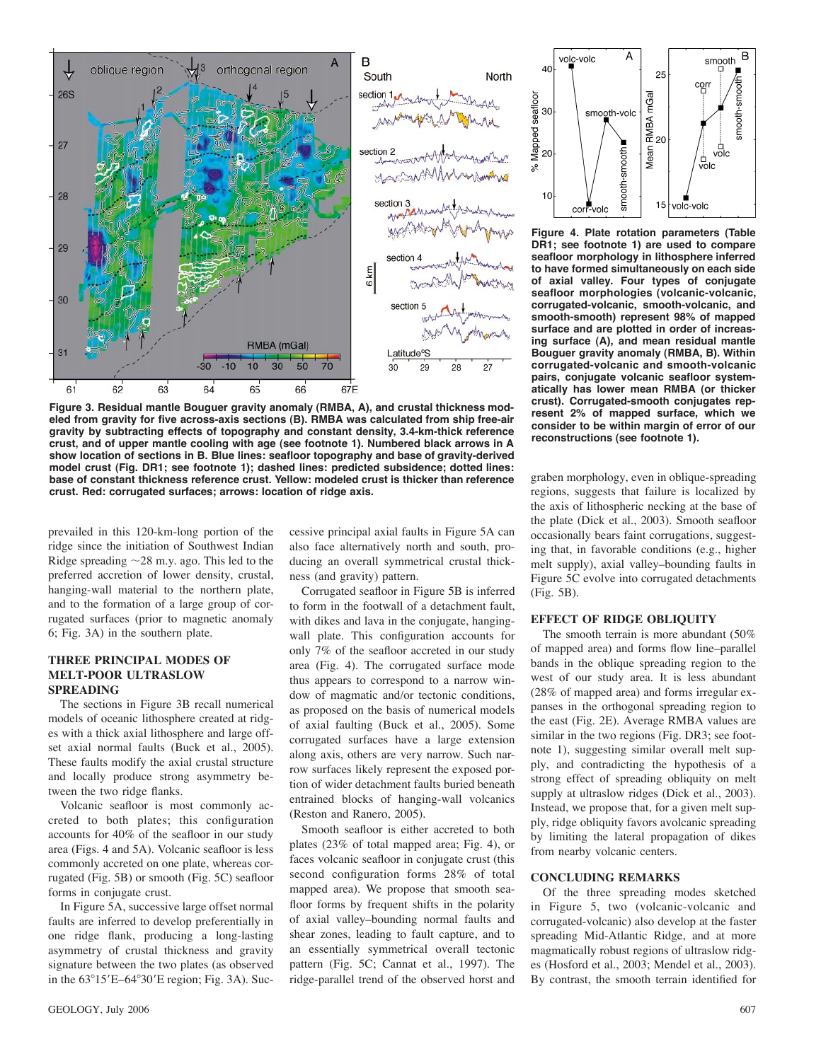Figure 3. Residual mantle Bouguer gravity anomaly (RMBA, A), and crustal thickness modeled from gravity for five across-axis sections (B). RMBA was calculated from ship free-air gravity by subtracting effects of topography and constant density, 3.4-km-thick reference crust, and of upper mantle cooling with age (see footnote 1). Numbered black arrows in A show location of sections in B. Blue lines: seafloor topography and base of gravity-derived model crust (Fig. DR1; see footnote 1); dashed lines: predicted subsidence; dotted lines: base of constant thickness reference crust. Yellow: modeled crust is thicker than reference crust. Red: corrugated surfaces; arrows: location of ridge axis.

Figure 4. Plate rotation parameters (Table DR1; see footnote 1) are used to compare seafloor morphology in lithosphere inferred to have formed simultaneously on each side of axial valley. Four types of conjugate seafloor morphologies (volcanic-volcanic, corrugated-volcanic, smooth-volcanic, and smooth-smooth) represent 98% of mapped surface and are plotted in order of increasing surface (A), and mean residual mantle Bouguer gravity anomaly (RMBA, B). Within corrugated-volcanic and smooth-volcanic pairs, conjugate volcanic seafloor systematically has lower mean RMBA (or thicker crust). Corrugated-smooth conjugates represent 2% of mapped surface, which we consider to be within margin of error of our reconstructions (see footnote 1).

prevailed in this 120-km-long portion of the ridge since the initiation of Southwest Indian Ridge spreading ~28 m.y. ago. This led to the preferred accretion of lower density, crustal, hanging-wall material to the northern plate, and to the formation of a large group of corrugated surfaces (prior to magnetic anomaly 6; Fig. 3A) in the southern plate.

## THREE PRINCIPAL MODES OF MELT-POOR ULTRASLOW SPREADING

The sections in Figure 3B recall numerical models of oceanic lithosphere created at ridges with a thick axial lithosphere and large offset axial normal faults (Buck et al., 2005). These faults modify the axial crustal structure and locally produce strong asymmetry between the two ridge flanks.

Volcanic seafloor is most commonly accreted to both plates; this configuration accounts for 40% of the seafloor in our study area (Figs. 4 and 5A). Volcanic seafloor is less commonly accreted on one plate, whereas corrugated (Fig. 5B) or smooth (Fig. 5C) seafloor forms in conjugate crust.

In Figure 5A, successive large offset normal faults are inferred to develop preferentially in one ridge flank, producing a long-lasting asymmetry of crustal thickness and gravity signature between the two plates (as observed in the 63°15′E–64°30′E region; Fig. 3A). Successive principal axial faults in Figure 5A can also face alternatively north and south, producing an overall symmetrical crustal thickness (and gravity) pattern.

Corrugated seafloor in Figure 5B is inferred to form in the footwall of a detachment fault, with dikes and lava in the conjugate, hanging-wall plate. This configuration accounts for only 7% of the seafloor accreted in our study area (Fig. 4). The corrugated surface mode thus appears to correspond to a narrow window of magmatic and/or tectonic conditions, as proposed on the basis of numerical models of axial faulting (Buck et al., 2005). Some corrugated surfaces have a large extension along axis, others are very narrow. Such narrow surfaces likely represent the exposed portion of wider detachment faults buried beneath entrained blocks of hanging-wall volcanics (Reston and Ranero, 2005).

Smooth seafloor is either accreted to both plates (23% of total mapped area; Fig. 4), or faces volcanic seafloor in conjugate crust (this second configuration forms 28% of total mapped area). We propose that smooth seafloor forms by frequent shifts in the polarity of axial valley–bounding normal faults and shear zones, leading to fault capture, and to an essentially symmetrical overall tectonic pattern (Fig. 5C; Cannat et al., 1997). The ridge-parallel trend of the observed horst and graben morphology, even in oblique-spreading regions, suggests that failure is localized by the axis of lithospheric necking at the base of the plate (Dick et al., 2003). Smooth seafloor occasionally bears faint corrugations, suggesting that, in favorable conditions (e.g., higher melt supply), axial valley–bounding faults in Figure 5C evolve into corrugated detachments (Fig. 5B).

## EFFECT OF RIDGE OBLIQUITY

The smooth terrain is more abundant (50% of mapped area) and forms flow line–parallel bands in the oblique spreading region to the west of our study area. It is less abundant (28% of mapped area) and forms irregular expanses in the orthogonal spreading region to the east (Fig. 2E). Average RMBA values are similar in the two regions (Fig. DR3; see footnote 1), suggesting similar overall melt supply, and contradicting the hypothesis of a strong effect of spreading obliquity on melt supply at ultraslow ridges (Dick et al., 2003). Instead, we propose that, for a given melt supply, ridge obliquity favors avolcanic spreading by limiting the lateral propagation of dikes from nearby volcanic centers.

## CONCLUDING REMARKS

Of the three spreading modes sketched in Figure 5, two (volcanic-volcanic and corrugated-volcanic) also develop at the faster spreading Mid-Atlantic Ridge, and at more magmatically robust regions of ultraslow ridges (Hosford et al., 2003; Mendel et al., 2003). By contrast, the smooth terrain identified for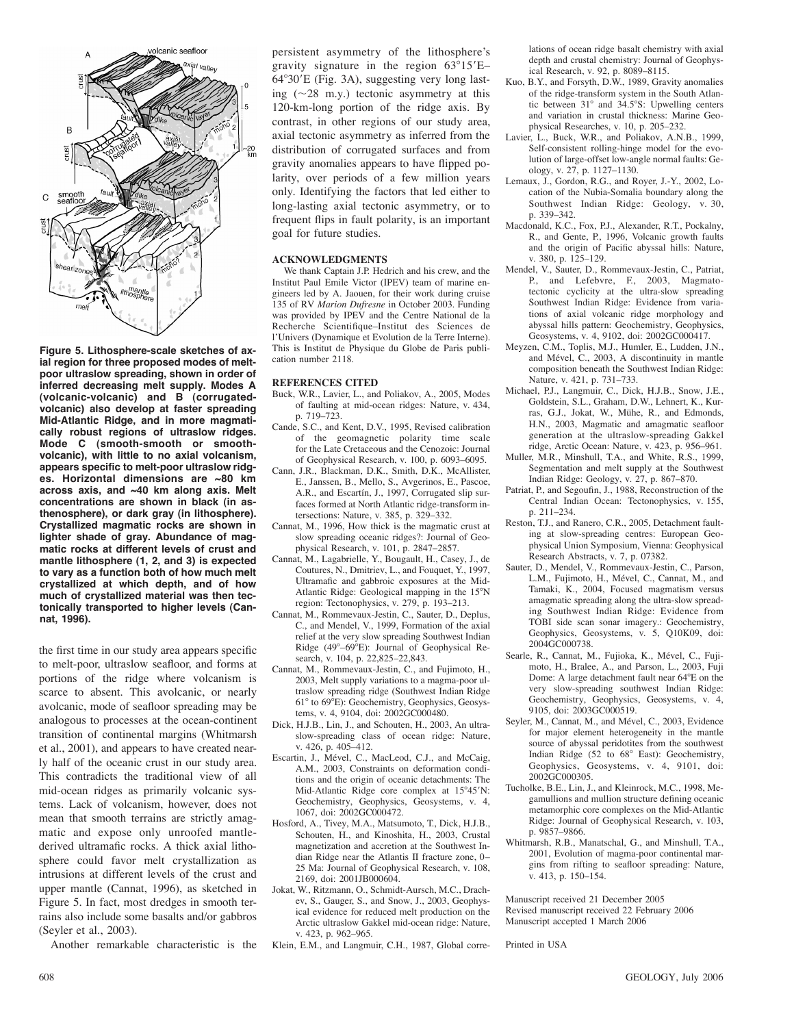**Figure 5. Lithosphere-scale sketches of axial region for three proposed modes of melt-poor ultraslow spreading, shown in order of inferred decreasing melt supply. Modes A (volcanic-volcanic) and B (corrugated-volcanic) also develop at faster spreading Mid-Atlantic Ridge, and in more magmatically robust regions of ultraslow ridges. Mode C (smooth-smooth or smooth-volcanic), with little to no axial volcanism, appears specific to melt-poor ultraslow ridges. Horizontal dimensions are ~80 km across axis, and ~40 km along axis. Melt concentrations are shown in black (in asthenosphere), or dark gray (in lithosphere). Crystallized magmatic rocks are shown in lighter shade of gray. Abundance of magmatic rocks at different levels of crust and mantle lithosphere (1, 2, and 3) is expected to vary as a function both of how much melt crystallized at which depth, and of how much of crystallized material was then tectonically transported to higher levels (Cannat, 1996).**

the first time in our study area appears specific to melt-poor, ultraslow seafloor, and forms at portions of the ridge where volcanism is scarce to absent. This avolcanic, or nearly avolcanic, mode of seafloor spreading may be analogous to processes at the ocean-continent transition of continental margins (Whitmarsh et al., 2001), and appears to have created nearly half of the oceanic crust in our study area. This contradicts the traditional view of all mid-ocean ridges as primarily volcanic systems. Lack of volcanism, however, does not mean that smooth terrains are strictly amagmatic and expose only unroofed mantle-derived ultramafic rocks. A thick axial lithosphere could favor melt crystallization as intrusions at different levels of the crust and upper mantle (Cannat, 1996), as sketched in Figure 5. In fact, most dredges in smooth terrains also include some basalts and/or gabbros (Seyler et al., 2003).

Another remarkable characteristic is the persistent asymmetry of the lithosphere's gravity signature in the region 63°15′E–64°30′E (Fig. 3A), suggesting very long lasting (~28 m.y.) tectonic asymmetry at this 120-km-long portion of the ridge axis. By contrast, in other regions of our study area, axial tectonic asymmetry as inferred from the distribution of corrugated surfaces and from gravity anomalies appears to have flipped polarity, over periods of a few million years only. Identifying the factors that led either to long-lasting axial tectonic asymmetry, or to frequent flips in fault polarity, is an important goal for future studies.

## ACKNOWLEDGMENTS

We thank Captain J.P. Hedrich and his crew, and the Institut Paul Emile Victor (IPEV) team of marine engineers led by A. Jaouen, for their work during cruise 135 of RV *Marion Dufresne* in October 2003. Funding was provided by IPEV and the Centre National de la Recherche Scientifique–Institut des Sciences de l'Univers (Dynamique et Evolution de la Terre Interne). This is Institut de Physique du Globe de Paris publication number 2118.

## REFERENCES CITED

Buck, W.R., Lavier, L., and Poliakov, A., 2005, Modes of faulting at mid-ocean ridges: Nature, v. 434, p. 719–723.

Cande, S.C., and Kent, D.V., 1995, Revised calibration of the geomagnetic polarity time scale for the Late Cretaceous and the Cenozoic: Journal of Geophysical Research, v. 100, p. 6093–6095.

Cann, J.R., Blackman, D.K., Smith, D.K., McAllister, E., Janssen, B., Mello, S., Avgerinos, E., Pascoe, A.R., and Escartín, J., 1997, Corrugated slip surfaces formed at North Atlantic ridge-transform intersections: Nature, v. 385, p. 329–332.

Cannat, M., 1996, How thick is the magmatic crust at slow spreading oceanic ridges?: Journal of Geophysical Research, v. 101, p. 2847–2857.

Cannat, M., Lagabrielle, Y., Bougault, H., Casey, J., de Coutures, N., Dmitriev, L., and Fouquet, Y., 1997, Ultramafic and gabbroic exposures at the Mid-Atlantic Ridge: Geological mapping in the 15°N region: Tectonophysics, v. 279, p. 193–213.

Cannat, M., Rommevaux-Jestin, C., Sauter, D., Deplus, C., and Mendel, V., 1999, Formation of the axial relief at the very slow spreading Southwest Indian Ridge (49°–69°E): Journal of Geophysical Research, v. 104, p. 22,825–22,843.

Cannat, M., Rommevaux-Jestin, C., and Fujimoto, H., 2003, Melt supply variations to a magma-poor ultraslow spreading ridge (Southwest Indian Ridge 61° to 69°E): Geochemistry, Geophysics, Geosystems, v. 4, 9104, doi: 2002GC000480.

Dick, H.J.B., Lin, J., and Schouten, H., 2003, An ultraslow-spreading class of ocean ridge: Nature, v. 426, p. 405–412.

Escartin, J., Mével, C., MacLeod, C.J., and McCaig, A.M., 2003, Constraints on deformation conditions and the origin of oceanic detachments: The Mid-Atlantic Ridge core complex at 15°45′N: Geochemistry, Geophysics, Geosystems, v. 4, 1067, doi: 2002GC000472.

Hosford, A., Tivey, M.A., Matsumoto, T., Dick, H.J.B., Schouten, H., and Kinoshita, H., 2003, Crustal magnetization and accretion at the Southwest Indian Ridge near the Atlantis II fracture zone, 0–25 Ma: Journal of Geophysical Research, v. 108, 2169, doi: 2001JB000604.

Jokat, W., Ritzmann, O., Schmidt-Aursch, M.C., Drachev, S., Gauger, S., and Snow, J., 2003, Geophysical evidence for reduced melt production on the Arctic ultraslow Gakkel mid-ocean ridge: Nature, v. 423, p. 962–965.

Klein, E.M., and Langmuir, C.H., 1987, Global correlations of ocean ridge basalt chemistry with axial depth and crustal chemistry: Journal of Geophysical Research, v. 92, p. 8089–8115.

Kuo, B.Y., and Forsyth, D.W., 1989, Gravity anomalies of the ridge-transform system in the South Atlantic between 31° and 34.5°S: Upwelling centers and variation in crustal thickness: Marine Geophysical Researches, v. 10, p. 205–232.

Lavier, L., Buck, W.R., and Poliakov, A.N.B., 1999, Self-consistent rolling-hinge model for the evolution of large-offset low-angle normal faults: Geology, v. 27, p. 1127–1130.

Lemaux, J., Gordon, R.G., and Royer, J.-Y., 2002, Location of the Nubia-Somalia boundary along the Southwest Indian Ridge: Geology, v. 30, p. 339–342.

Macdonald, K.C., Fox, P.J., Alexander, R.T., Pockalny, R., and Gente, P., 1996, Volcanic growth faults and the origin of Pacific abyssal hills: Nature, v. 380, p. 125–129.

Mendel, V., Sauter, D., Rommevaux-Jestin, C., Patriat, P., and Lefebvre, F., 2003, Magmato-tectonic cyclicity at the ultra-slow spreading Southwest Indian Ridge: Evidence from variations of axial volcanic ridge morphology and abyssal hills pattern: Geochemistry, Geophysics, Geosystems, v. 4, 9102, doi: 2002GC000417.

Meyzen, C.M., Toplis, M.J., Humler, E., Ludden, J.N., and Mével, C., 2003, A discontinuity in mantle composition beneath the Southwest Indian Ridge: Nature, v. 421, p. 731–733.

Michael, P.J., Langmuir, C., Dick, H.J.B., Snow, J.E., Goldstein, S.L., Graham, D.W., Lehnert, K., Kurras, G.J., Jokat, W., Mühe, R., and Edmonds, H.N., 2003, Magmatic and amagmatic seafloor generation at the ultraslow-spreading Gakkel ridge, Arctic Ocean: Nature, v. 423, p. 956–961.

Muller, M.R., Minshull, T.A., and White, R.S., 1999, Segmentation and melt supply at the Southwest Indian Ridge: Geology, v. 27, p. 867–870.

Patriat, P., and Segoufin, J., 1988, Reconstruction of the Central Indian Ocean: Tectonophysics, v. 155, p. 211–234.

Reston, T.J., and Ranero, C.R., 2005, Detachment faulting at slow-spreading centres: European Geophysical Union Symposium, Vienna: Geophysical Research Abstracts, v. 7, p. 07382.

Sauter, D., Mendel, V., Rommevaux-Jestin, C., Parson, L.M., Fujimoto, H., Mével, C., Cannat, M., and Tamaki, K., 2004, Focused magmatism versus amagmatic spreading along the ultra-slow spreading Southwest Indian Ridge: Evidence from TOBI side scan sonar imagery.: Geochemistry, Geophysics, Geosystems, v. 5, Q10K09, doi: 2004GC000738.

Searle, R., Cannat, M., Fujioka, K., Mével, C., Fujimoto, H., Bralee, A., and Parson, L., 2003, Fuji Dome: A large detachment fault near 64°E on the very slow-spreading southwest Indian Ridge: Geochemistry, Geophysics, Geosystems, v. 4, 9105, doi: 2003GC000519.

Seyler, M., Cannat, M., and Mével, C., 2003, Evidence for major element heterogeneity in the mantle source of abyssal peridotites from the southwest Indian Ridge (52 to 68° East): Geochemistry, Geophysics, Geosystems, v. 4, 9101, doi: 2002GC000305.

Tucholke, B.E., Lin, J., and Kleinrock, M.C., 1998, Megamullions and mullion structure defining oceanic metamorphic core complexes on the Mid-Atlantic Ridge: Journal of Geophysical Research, v. 103, p. 9857–9866.

Whitmarsh, R.B., Manatschal, G., and Minshull, T.A., 2001, Evolution of magma-poor continental margins from rifting to seafloor spreading: Nature, v. 413, p. 150–154.

Manuscript received 21 December 2005
Revised manuscript received 22 February 2006
Manuscript accepted 1 March 2006

Printed in USA